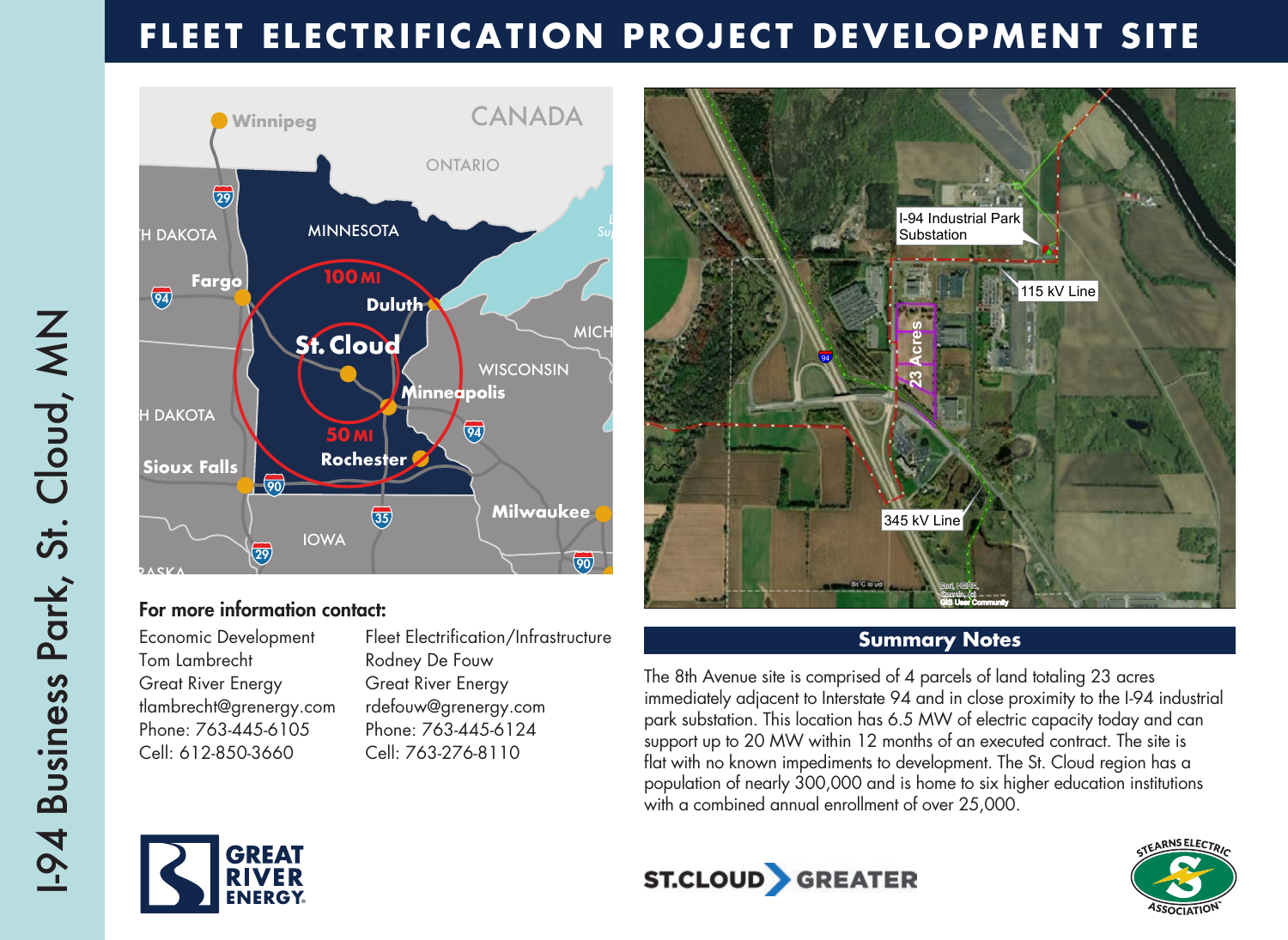# FLEET ELECTRIFICATION PROJECT DEVELOPMENT SITE

## I-94 Business Park, St. Cloud, MN

### For more information contact:

Economic Development
Tom Lambrecht
Great River Energy
tlambrecht@grenergy.com
Phone: 763-445-6105
Cell: 612-850-3660

Fleet Electrification/Infrastructure
Rodney De Fouw
Great River Energy
rdefouw@grenergy.com
Phone: 763-445-6124
Cell: 763-276-8110

### Summary Notes

The 8th Avenue site is comprised of 4 parcels of land totaling 23 acres immediately adjacent to Interstate 94 and in close proximity to the I-94 industrial park substation. This location has 6.5 MW of electric capacity today and can support up to 20 MW within 12 months of an executed contract. The site is flat with no known impediments to development. The St. Cloud region has a population of nearly 300,000 and is home to six higher education institutions with a combined annual enrollment of over 25,000.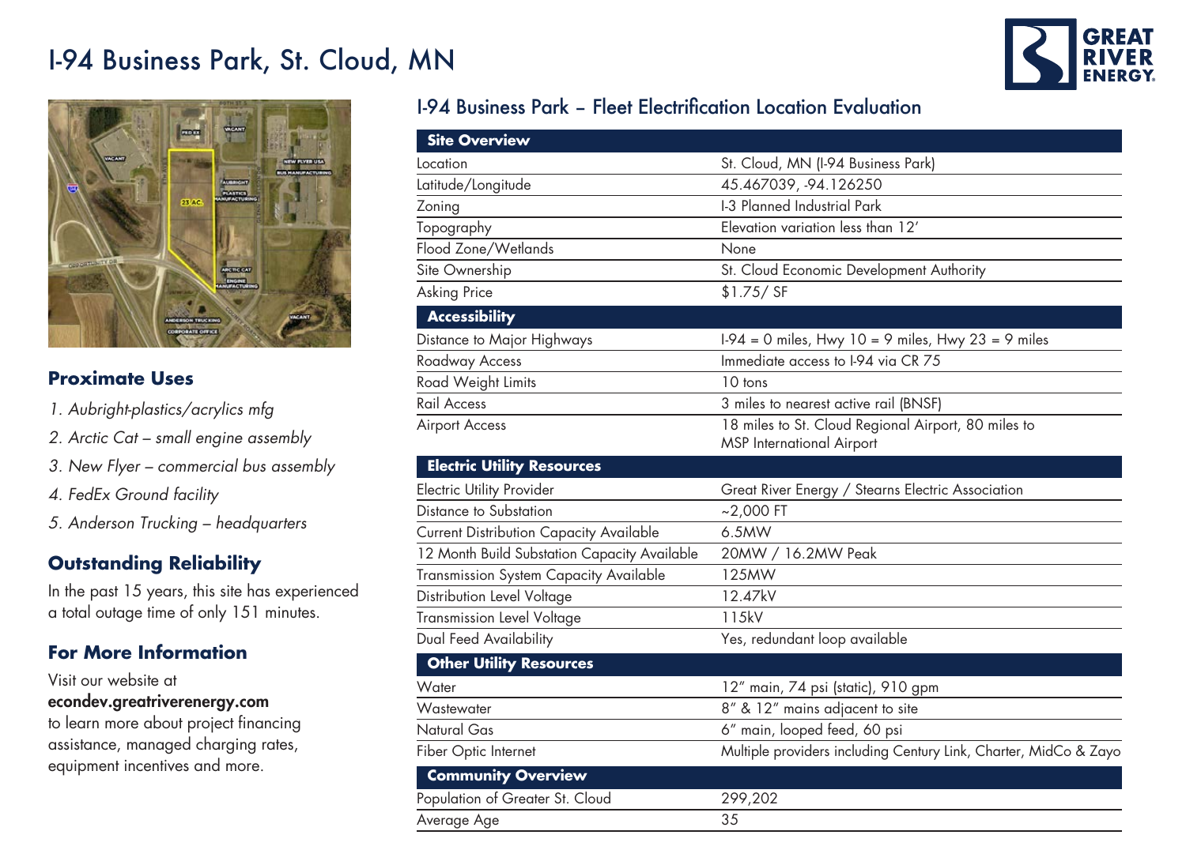# I-94 Business Park, St. Cloud, MN

### Proximate Uses

1. *Aubright-plastics/acrylics mfg*
2. *Arctic Cat – small engine assembly*
3. *New Flyer – commercial bus assembly*
4. *FedEx Ground facility*
5. *Anderson Trucking – headquarters*

### Outstanding Reliability

In the past 15 years, this site has experienced a total outage time of only 151 minutes.

### For More Information

Visit our website at
**econdev.greatriverenergy.com**
to learn more about project financing assistance, managed charging rates, equipment incentives and more.

## I-94 Business Park – Fleet Electrification Location Evaluation

| | |
|---|---|
| **Site Overview** | |
| Location | St. Cloud, MN (I-94 Business Park) |
| Latitude/Longitude | 45.467039, -94.126250 |
| Zoning | I-3 Planned Industrial Park |
| Topography | Elevation variation less than 12′ |
| Flood Zone/Wetlands | None |
| Site Ownership | St. Cloud Economic Development Authority |
| Asking Price | $1.75/ SF |
| **Accessibility** | |
| Distance to Major Highways | I-94 = 0 miles, Hwy 10 = 9 miles, Hwy 23 = 9 miles |
| Roadway Access | Immediate access to I-94 via CR 75 |
| Road Weight Limits | 10 tons |
| Rail Access | 3 miles to nearest active rail (BNSF) |
| Airport Access | 18 miles to St. Cloud Regional Airport, 80 miles to MSP International Airport |
| **Electric Utility Resources** | |
| Electric Utility Provider | Great River Energy / Stearns Electric Association |
| Distance to Substation | ~2,000 FT |
| Current Distribution Capacity Available | 6.5MW |
| 12 Month Build Substation Capacity Available | 20MW / 16.2MW Peak |
| Transmission System Capacity Available | 125MW |
| Distribution Level Voltage | 12.47kV |
| Transmission Level Voltage | 115kV |
| Dual Feed Availability | Yes, redundant loop available |
| **Other Utility Resources** | |
| Water | 12″ main, 74 psi (static), 910 gpm |
| Wastewater | 8″ & 12″ mains adjacent to site |
| Natural Gas | 6″ main, looped feed, 60 psi |
| Fiber Optic Internet | Multiple providers including Century Link, Charter, MidCo & Zayo |
| **Community Overview** | |
| Population of Greater St. Cloud | 299,202 |
| Average Age | 35 |